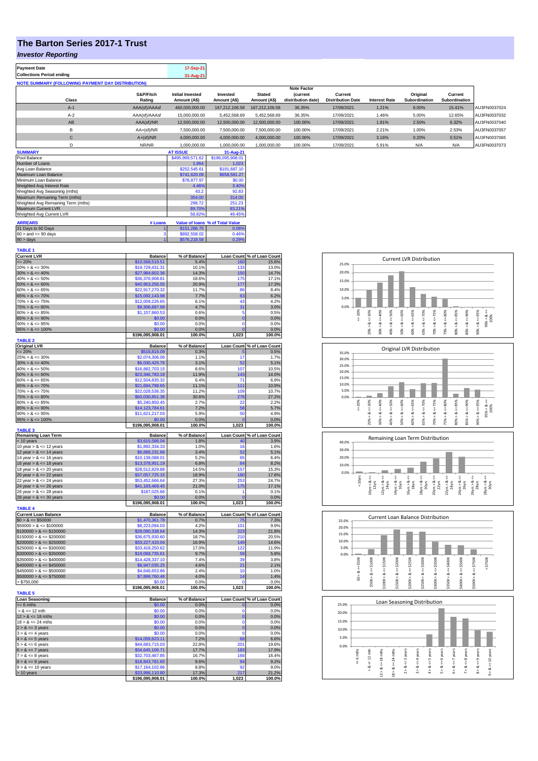# The Barton Series 2017-1 Trust

## *Investor Reporting*

| Payment Date | 17-Sep-21 |
|---|---|
| Collections Period ending | 31-Aug-21 |

**NOTE SUMMARY (FOLLOWING PAYMENT DAY DISTRIBUTION)**

| Class | S&P/Fitch Rating | Initial Invested Amount (A$) | Invested Amount (A$) | Stated Amount (A$) | Note Factor (current distribution date) | Current Distribution Date | Interest Rate | Original Subordination | Current Subordination | |
|---|---|---|---|---|---|---|---|---|---|---|
| A-1 | AAA(sf)/AAAsf | 460,000,000.00 | 167,212,106.58 | 167,212,106.58 | 36.35% | 17/09/2021 | 1.21% | 8.00% | 15.41% | AU3FN0037024 |
| A-2 | AAA(sf)/AAAsf | 15,000,000.00 | 5,452,568.69 | 5,452,568.69 | 36.35% | 17/09/2021 | 1.46% | 5.00% | 12.65% | AU3FN0037032 |
| AB | AAA(sf)/NR | 12,500,000.00 | 12,500,000.00 | 12,500,000.00 | 100.00% | 17/09/2021 | 1.81% | 2.50% | 6.32% | AU3FN0037040 |
| B | AA+(sf)/NR | 7,500,000.00 | 7,500,000.00 | 7,500,000.00 | 100.00% | 17/09/2021 | 2.21% | 1.00% | 2.53% | AU3FN0037057 |
| C | A+(sf)/NR | 4,000,000.00 | 4,000,000.00 | 4,000,000.00 | 100.00% | 17/09/2021 | 3.16% | 0.20% | 0.51% | AU3FN0037065 |
| D | NR/NR | 1,000,000.00 | 1,000,000.00 | 1,000,000.00 | 100.00% | 17/09/2021 | 5.91% | N/A | N/A | AU3FN0037073 |

| SUMMARY | AT ISSUE | 31-Aug-21 |
|---|---|---|
| Pool Balance | $495,999,571.62 | $196,095,908.01 |
| Number of Loans | 1,964 | 1,023 |
| Avg Loan Balance | $252,545.61 | $191,687.10 |
| Maximum Loan Balance | $741,620.09 | $658,581.27 |
| Minimum Loan Balance | $78,877.97 | $0.00 |
| Weighted Avg Interest Rate | 4.46% | 3.40% |
| Weighted Avg Seasoning (mths) | 43.2 | 92.83 |
| Maximum Remaining Term (mths) | 354.00 | 314.00 |
| Weighted Avg Remaining Term (mths) | 298.72 | 251.23 |
| Maximum Current LVR | 89.70% | 83.21% |
| Weighted Avg Current LVR | 58.82% | 49.45% |

| ARREARS | # Loans | Value of loans | % of Total Value |
|---|---|---|---|
| 31 Days to 60 Days | 1 | $151,286.75 | 0.08% |
| 60 > and <= 90 days | 3 | $892,558.02 | 0.46% |
| 90 > days | 1 | $576,218.58 | 0.29% |

**TABLE 1**

| Current LVR | Balance | % of Balance | Loan Count | % of Loan Count |
|---|---|---|---|---|
| <= 20% | $10,568,519.51 | 5.4% | 160 | 15.6% |
| 20% > & <= 30% | $19,729,431.31 | 10.1% | 133 | 13.0% |
| 30% > & <= 40% | $27,984,602.36 | 14.3% | 150 | 14.7% |
| 40% > & <= 50% | $36,376,908.81 | 18.6% | 175 | 17.1% |
| 50% > & <= 60% | $40,953,256.55 | 20.9% | 177 | 17.3% |
| 60% > & <= 65% | $22,917,270.32 | 11.7% | 86 | 8.4% |
| 65% > & <= 70% | $15,092,143.98 | 7.7% | 63 | 6.2% |
| 70% > & <= 75% | $12,009,226.65 | 6.1% | 43 | 4.2% |
| 75% > & <= 80% | $9,306,687.99 | 4.7% | 31 | 3.0% |
| 80% > & <= 85% | $1,157,860.53 | 0.6% | 5 | 0.5% |
| 85% > & <= 90% | $0.00 | 0.0% | 0 | 0.0% |
| 90% > & <= 95% | $0.00 | 0.0% | 0 | 0.0% |
| 95% > & <= 100% | $0.00 | 0.0% | 0 | 0.0% |
| | $196,095,908.01 | 100.0% | 1,023 | 100.0% |

**TABLE 2**

| Original LVR | Balance | % of Balance | Loan Count | % of Loan Count |
|---|---|---|---|---|
| <= 20% | $516,816.09 | 0.3% | 5 | 0.5% |
| 25% > & <= 30% | $2,074,306.06 | 1.1% | 17 | 1.7% |
| 30% > & <= 40% | $6,030,425.76 | 3.1% | 52 | 5.1% |
| 40% > & <= 50% | $16,882,703.15 | 8.6% | 107 | 10.5% |
| 50% > & <= 60% | $23,346,783.18 | 11.9% | 143 | 14.0% |
| 60% > & <= 65% | $12,504,835.32 | 6.4% | 71 | 6.9% |
| 65% > & <= 70% | $21,694,798.65 | 11.1% | 111 | 10.9% |
| 70% > & <= 75% | $22,028,536.35 | 11.2% | 109 | 10.7% |
| 75% > & <= 80% | $60,030,851.36 | 30.6% | 278 | 27.2% |
| 80% > & <= 85% | $5,240,850.45 | 2.7% | 22 | 2.2% |
| 85% > & <= 90% | $14,123,784.61 | 7.2% | 58 | 5.7% |
| 90% > & <= 95% | $11,621,217.03 | 5.9% | 50 | 4.9% |
| 95% > & <= 100% | $0.00 | 0.0% | 0 | 0.0% |
| | $196,095,908.01 | 100.0% | 1,023 | 100.0% |

**TABLE 3**

| Remaining Loan Term | Balance | % of Balance | Loan Count | % of Loan Count |
|---|---|---|---|---|
| < 10 years | $3,615,586.04 | 1.8% | 40 | 3.9% |
| 10 year > & <= 12 years | $1,892,334.33 | 1.0% | 16 | 1.6% |
| 12 year > & <= 14 years | $6,666,231.66 | 3.4% | 52 | 5.1% |
| 14 year > & <= 16 years | $10,139,088.01 | 5.2% | 65 | 6.4% |
| 16 year > & <= 18 years | $13,378,951.19 | 6.8% | 84 | 8.2% |
| 18 year > & <= 20 years | $28,512,829.88 | 14.5% | 157 | 15.3% |
| 20 year > & <= 22 years | $37,057,725.15 | 18.9% | 180 | 17.6% |
| 22 year > & <= 24 years | $53,452,666.64 | 27.3% | 253 | 24.7% |
| 24 year > & <= 26 years | $41,193,469.45 | 21.0% | 175 | 17.1% |
| 26 year > & <= 28 years | $187,025.66 | 0.1% | 1 | 0.1% |
| 28 year > & <= 30 years | $0.00 | 0.0% | 0 | 0.0% |
| | $196,095,908.01 | 100.0% | 1,023 | 100.0% |

**TABLE 4**

| Current Loan Balance | Balance | % of Balance | Loan Count | % of Loan Count |
|---|---|---|---|---|
| $0 > & <= $50000 | $1,470,361.78 | 0.7% | 75 | 7.3% |
| $50000 > & <= $100000 | $8,223,094.03 | 4.2% | 101 | 9.9% |
| $100000 > & <= $150000 | $28,090,338.64 | 14.3% | 223 | 21.8% |
| $150000 > & <= $200000 | $36,675,930.60 | 18.7% | 210 | 20.5% |
| $200000 > & <= $250000 | $33,227,410.04 | 16.9% | 149 | 14.6% |
| $250000 > & <= $300000 | $33,418,250.62 | 17.0% | 122 | 11.9% |
| $300000 > & <= $350000 | $19,068,735.61 | 9.7% | 59 | 5.8% |
| $350000 > & <= $400000 | $14,428,337.10 | 7.4% | 39 | 3.8% |
| $400000 > & <= $450000 | $8,947,035.25 | 4.6% | 21 | 2.1% |
| $450000 > & <= $500000 | $4,646,653.86 | 2.4% | 10 | 1.0% |
| $500000 > & <= $750000 | $7,899,760.48 | 4.0% | 14 | 1.4% |
| > $750,000 | $0.00 | 0.0% | 0 | 0.0% |
| | $196,095,908.01 | 100.0% | 1,023 | 100.0% |

**TABLE 5**

| Loan Seasoning | Balance | % of Balance | Loan Count | % of Loan Count |
|---|---|---|---|---|
| <= 6 mths | $0.00 | 0.0% | 0 | 0.0% |
| > & <= 12 mth | $0.00 | 0.0% | 0 | 0.0% |
| 12 > & <= 18 mths | $0.00 | 0.0% | 0 | 0.0% |
| 18 > & <= 24 mths | $0.00 | 0.0% | 0 | 0.0% |
| 2 > & <= 3 years | $0.00 | 0.0% | 0 | 0.0% |
| 3 > & <= 4 years | $0.00 | 0.0% | 0 | 0.0% |
| 4 > & <= 5 years | $14,059,623.11 | 7.2% | 68 | 6.6% |
| 5 > & <= 6 years | $44,683,715.03 | 22.8% | 201 | 19.6% |
| 6 > & <= 7 years | $34,645,106.71 | 17.7% | 183 | 17.9% |
| 7 > & <= 8 years | $32,703,467.85 | 16.7% | 168 | 16.4% |
| 8 > & <= 9 years | $18,843,781.65 | 9.6% | 94 | 9.2% |
| 9 > & <= 10 years | $17,164,102.86 | 8.8% | 92 | 9.0% |
| > 10 years | $33,996,110.80 | 17.3% | 217 | 21.2% |
| | $196,095,908.01 | 100.0% | 1,023 | 100.0% |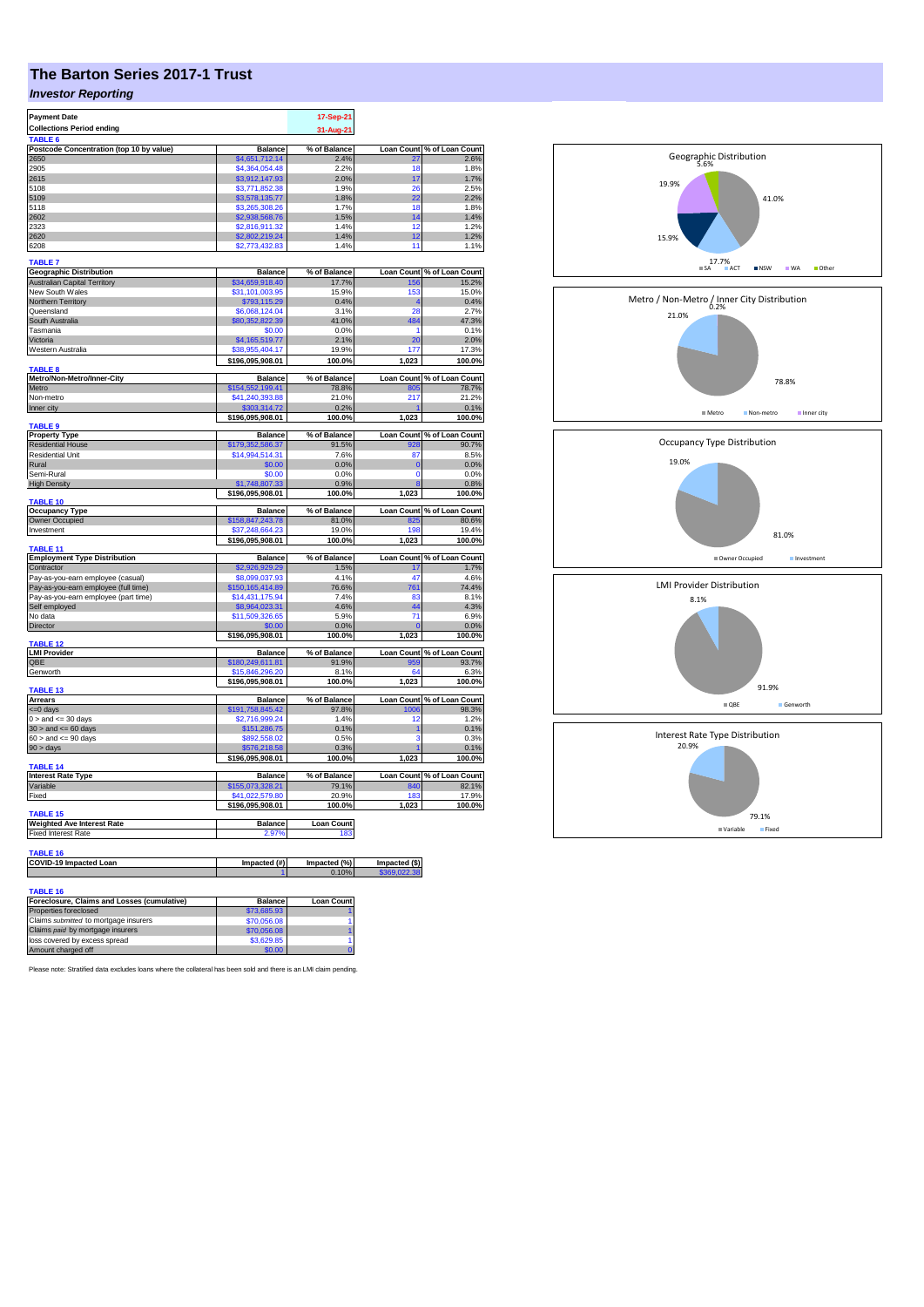# The Barton Series 2017-1 Trust

## *Investor Reporting*

| Payment Date | 17-Sep-21 |
|---|---|
| Collections Period ending | 31-Aug-21 |

**TABLE 6**

| Postcode Concentration (top 10 by value) | Balance | % of Balance | Loan Count | % of Loan Count |
|---|---|---|---|---|
| 2650 | $4,651,712.14 | 2.4% | 27 | 2.6% |
| 2905 | $4,364,054.48 | 2.2% | 18 | 1.8% |
| 2615 | $3,912,147.93 | 2.0% | 17 | 1.7% |
| 5108 | $3,771,852.38 | 1.9% | 26 | 2.5% |
| 5109 | $3,578,135.77 | 1.8% | 22 | 2.2% |
| 5118 | $3,265,308.26 | 1.7% | 18 | 1.8% |
| 2602 | $2,938,568.76 | 1.5% | 14 | 1.4% |
| 2323 | $2,816,911.32 | 1.4% | 12 | 1.2% |
| 2620 | $2,802,219.24 | 1.4% | 12 | 1.2% |
| 6208 | $2,773,432.83 | 1.4% | 11 | 1.1% |

**TABLE 7**

| Geographic Distribution | Balance | % of Balance | Loan Count | % of Loan Count |
|---|---|---|---|---|
| Australian Capital Territory | $34,659,918.40 | 17.7% | 156 | 15.2% |
| New South Wales | $31,101,003.95 | 15.9% | 153 | 15.0% |
| Northern Territory | $793,115.29 | 0.4% | 4 | 0.4% |
| Queensland | $6,068,124.04 | 3.1% | 28 | 2.7% |
| South Australia | $80,352,822.39 | 41.0% | 484 | 47.3% |
| Tasmania | $0.00 | 0.0% | 1 | 0.1% |
| Victoria | $4,165,519.77 | 2.1% | 20 | 2.0% |
| Western Australia | $38,955,404.17 | 19.9% | 177 | 17.3% |
| | $196,095,908.01 | 100.0% | 1,023 | 100.0% |

**TABLE 8**

| Metro/Non-Metro/Inner-City | Balance | % of Balance | Loan Count | % of Loan Count |
|---|---|---|---|---|
| Metro | $154,552,199.41 | 78.8% | 805 | 78.7% |
| Non-metro | $41,240,393.88 | 21.0% | 217 | 21.2% |
| Inner city | $303,314.72 | 0.2% | 1 | 0.1% |
| | $196,095,908.01 | 100.0% | 1,023 | 100.0% |

**TABLE 9**

| Property Type | Balance | % of Balance | Loan Count | % of Loan Count |
|---|---|---|---|---|
| Residential House | $179,352,586.37 | 91.5% | 928 | 90.7% |
| Residential Unit | $14,994,514.31 | 7.6% | 87 | 8.5% |
| Rural | $0.00 | 0.0% | 0 | 0.0% |
| Semi-Rural | $0.00 | 0.0% | 0 | 0.0% |
| High Density | $1,748,807.33 | 0.9% | 8 | 0.8% |
| | $196,095,908.01 | 100.0% | 1,023 | 100.0% |

**TABLE 10**

| Occupancy Type | Balance | % of Balance | Loan Count | % of Loan Count |
|---|---|---|---|---|
| Owner Occupied | $158,847,243.78 | 81.0% | 825 | 80.6% |
| Investment | $37,248,664.23 | 19.0% | 198 | 19.4% |
| | $196,095,908.01 | 100.0% | 1,023 | 100.0% |

**TABLE 11**

| Employment Type Distribution | Balance | % of Balance | Loan Count | % of Loan Count |
|---|---|---|---|---|
| Contractor | $2,926,929.29 | 1.5% | 17 | 1.7% |
| Pay-as-you-earn employee (casual) | $8,099,037.93 | 4.1% | 47 | 4.6% |
| Pay-as-you-earn employee (full time) | $150,165,414.89 | 76.6% | 761 | 74.4% |
| Pay-as-you-earn employee (part time) | $14,431,175.94 | 7.4% | 83 | 8.1% |
| Self employed | $8,964,023.31 | 4.6% | 44 | 4.3% |
| No data | $11,509,326.65 | 5.9% | 71 | 6.9% |
| Director | $0.00 | 0.0% | 0 | 0.0% |
| | $196,095,908.01 | 100.0% | 1,023 | 100.0% |

**TABLE 12**

| LMI Provider | Balance | % of Balance | Loan Count | % of Loan Count |
|---|---|---|---|---|
| QBE | $180,249,611.81 | 91.9% | 959 | 93.7% |
| Genworth | $15,846,296.20 | 8.1% | 64 | 6.3% |
| | $196,095,908.01 | 100.0% | 1,023 | 100.0% |

**TABLE 13**

| Arrears | Balance | % of Balance | Loan Count | % of Loan Count |
|---|---|---|---|---|
| <=0 days | $191,758,845.42 | 97.8% | 1006 | 98.3% |
| 0 > and <= 30 days | $2,716,999.24 | 1.4% | 12 | 1.2% |
| 30 > and <= 60 days | $151,286.75 | 0.1% | 1 | 0.1% |
| 60 > and <= 90 days | $892,558.02 | 0.5% | 3 | 0.3% |
| 90 > days | $576,218.58 | 0.3% | 1 | 0.1% |
| | $196,095,908.01 | 100.0% | 1,023 | 100.0% |

**TABLE 14**

| Interest Rate Type | Balance | % of Balance | Loan Count | % of Loan Count |
|---|---|---|---|---|
| Variable | $155,073,328.21 | 79.1% | 840 | 82.1% |
| Fixed | $41,022,579.80 | 20.9% | 183 | 17.9% |
| | $196,095,908.01 | 100.0% | 1,023 | 100.0% |

**TABLE 15**

| Weighted Ave Interest Rate | Balance | Loan Count |
|---|---|---|
| Fixed Interest Rate | 2.97% | 183 |

**TABLE 16**

| COVID-19 Impacted Loan | Impacted (#) | Impacted (%) | Impacted ($) |
|---|---|---|---|
| | 1 | 0.10% | $369,022.38 |

**TABLE 16**

| Foreclosure, Claims and Losses (cumulative) | Balance | Loan Count |
|---|---|---|
| Properties foreclosed | $73,685.93 | 1 |
| Claims *submitted* to mortgage insurers | $70,056.08 | 1 |
| Claims *paid* by mortgage insurers | $70,056.08 | 1 |
| loss covered by excess spread | $3,629.85 | 1 |
| Amount charged off | $0.00 | 0 |

Please note: Stratified data excludes loans where the collateral has been sold and there is an LMI claim pending.

Geographic Distribution: SA 41.0%, ACT 17.7%, NSW 15.9%, WA 19.9%, Other 5.6%

Metro / Non-Metro / Inner City Distribution: Metro 78.8%, Non-metro 21.0%, Inner city 0.2%

Occupancy Type Distribution: Owner Occupied 81.0%, Investment 19.0%

LMI Provider Distribution: QBE 91.9%, Genworth 8.1%

Interest Rate Type Distribution: Variable 79.1%, Fixed 20.9%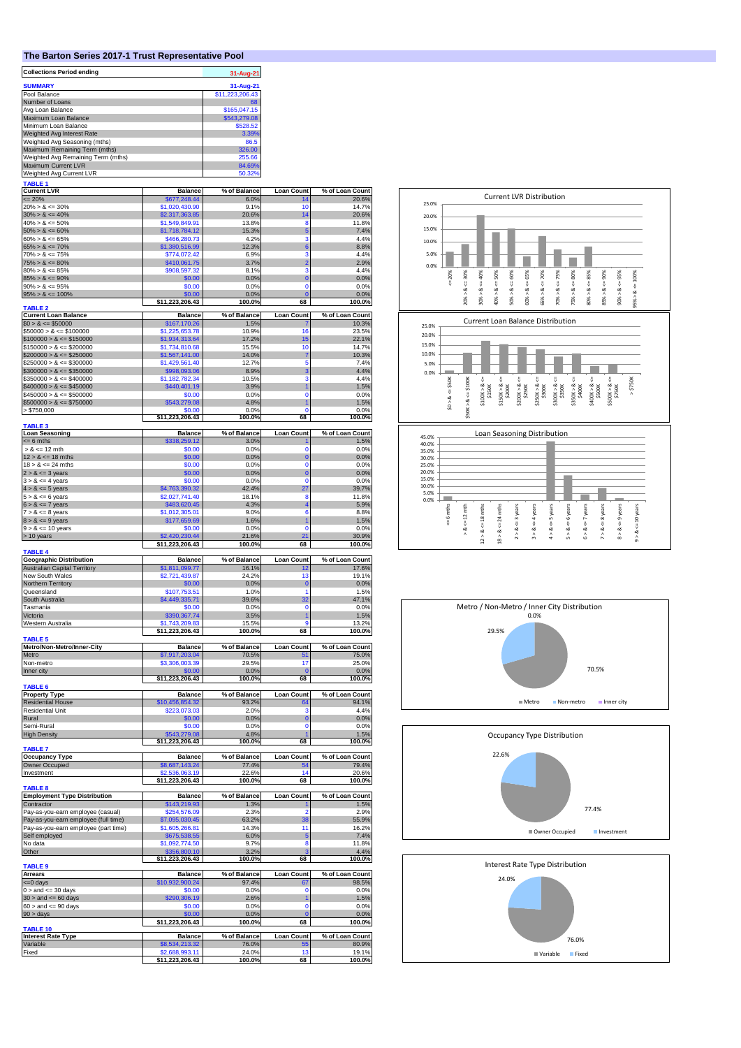# The Barton Series 2017-1 Trust Representative Pool

| Collections Period ending | 31-Aug-21 |
|---|---|

| SUMMARY | 31-Aug-21 |
|---|---|
| Pool Balance | $11,223,206.43 |
| Number of Loans | 68 |
| Avg Loan Balance | $165,047.15 |
| Maximum Loan Balance | $543,279.08 |
| Minimum Loan Balance | $528.52 |
| Weighted Avg Interest Rate | 3.39% |
| Weighted Avg Seasoning (mths) | 86.5 |
| Maximum Remaining Term (mths) | 326.00 |
| Weighted Avg Remaining Term (mths) | 255.66 |
| Maximum Current LVR | 84.69% |
| Weighted Avg Current LVR | 50.32% |

TABLE 1

| Current LVR | Balance | % of Balance | Loan Count | % of Loan Count |
|---|---|---|---|---|
| <= 20% | $677,248.44 | 6.0% | 14 | 20.6% |
| 20% > & <= 30% | $1,020,430.90 | 9.1% | 10 | 14.7% |
| 30% > & <= 40% | $2,317,363.85 | 20.6% | 14 | 20.6% |
| 40% > & <= 50% | $1,549,849.91 | 13.8% | 8 | 11.8% |
| 50% > & <= 60% | $1,718,784.12 | 15.3% | 5 | 7.4% |
| 60% > & <= 65% | $466,280.73 | 4.2% | 3 | 4.4% |
| 65% > & <= 70% | $1,380,516.99 | 12.3% | 6 | 8.8% |
| 70% > & <= 75% | $774,072.42 | 6.9% | 3 | 4.4% |
| 75% > & <= 80% | $410,061.75 | 3.7% | 2 | 2.9% |
| 80% > & <= 85% | $908,597.32 | 8.1% | 3 | 4.4% |
| 85% > & <= 90% | $0.00 | 0.0% | 0 | 0.0% |
| 90% > & <= 95% | $0.00 | 0.0% | 0 | 0.0% |
| 95% > & <= 100% | $0.00 | 0.0% | 0 | 0.0% |
| | $11,223,206.43 | 100.0% | 68 | 100.0% |

TABLE 2

| Current Loan Balance | Balance | % of Balance | Loan Count | % of Loan Count |
|---|---|---|---|---|
| $0 > & <= $50000 | $167,170.26 | 1.5% | 7 | 10.3% |
| $50000 > & <= $100000 | $1,225,653.78 | 10.9% | 16 | 23.5% |
| $100000 > & <= $150000 | $1,934,313.64 | 17.2% | 15 | 22.1% |
| $150000 > & <= $200000 | $1,734,810.68 | 15.5% | 10 | 14.7% |
| $200000 > & <= $250000 | $1,567,141.00 | 14.0% | 7 | 10.3% |
| $250000 > & <= $300000 | $1,429,561.40 | 12.7% | 5 | 7.4% |
| $300000 > & <= $350000 | $998,093.06 | 8.9% | 3 | 4.4% |
| $350000 > & <= $400000 | $1,182,782.34 | 10.5% | 3 | 4.4% |
| $400000 > & <= $450000 | $440,401.19 | 3.9% | 1 | 1.5% |
| $450000 > & <= $500000 | $0.00 | 0.0% | 0 | 0.0% |
| $500000 > & <= $750000 | $543,279.08 | 4.8% | 1 | 1.5% |
| > $750,000 | $0.00 | 0.0% | 0 | 0.0% |
| | $11,223,206.43 | 100.0% | 68 | 100.0% |

TABLE 3

| Loan Seasoning | Balance | % of Balance | Loan Count | % of Loan Count |
|---|---|---|---|---|
| <= 6 mths | $338,259.12 | 3.0% | 1 | 1.5% |
| > & <= 12 mth | $0.00 | 0.0% | 0 | 0.0% |
| 12 > & <= 18 mths | $0.00 | 0.0% | 0 | 0.0% |
| 18 > & <= 24 mths | $0.00 | 0.0% | 0 | 0.0% |
| 2 > & <= 3 years | $0.00 | 0.0% | 0 | 0.0% |
| 3 > & <= 4 years | $0.00 | 0.0% | 0 | 0.0% |
| 4 > & <= 5 years | $4,763,390.32 | 42.4% | 27 | 39.7% |
| 5 > & <= 6 years | $2,027,741.40 | 18.1% | 8 | 11.8% |
| 6 > & <= 7 years | $483,620.45 | 4.3% | 4 | 5.9% |
| 7 > & <= 8 years | $1,012,305.01 | 9.0% | 6 | 8.8% |
| 8 > & <= 9 years | $177,659.69 | 1.6% | 1 | 1.5% |
| 9 > & <= 10 years | $0.00 | 0.0% | 0 | 0.0% |
| > 10 years | $2,420,230.44 | 21.6% | 21 | 30.9% |
| | $11,223,206.43 | 100.0% | 68 | 100.0% |

TABLE 4

| Geographic Distribution | Balance | % of Balance | Loan Count | % of Loan Count |
|---|---|---|---|---|
| Australian Capital Territory | $1,811,099.77 | 16.1% | 12 | 17.6% |
| New South Wales | $2,721,439.87 | 24.2% | 13 | 19.1% |
| Northern Territory | $0.00 | 0.0% | 0 | 0.0% |
| Queensland | $107,753.51 | 1.0% | 1 | 1.5% |
| South Australia | $4,449,335.71 | 39.6% | 32 | 47.1% |
| Tasmania | $0.00 | 0.0% | 0 | 0.0% |
| Victoria | $390,367.74 | 3.5% | 1 | 1.5% |
| Western Australia | $1,743,209.83 | 15.5% | 9 | 13.2% |
| | $11,223,206.43 | 100.0% | 68 | 100.0% |

TABLE 5

| Metro/Non-Metro/Inner-City | Balance | % of Balance | Loan Count | % of Loan Count |
|---|---|---|---|---|
| Metro | $7,917,203.04 | 70.5% | 51 | 75.0% |
| Non-metro | $3,306,003.39 | 29.5% | 17 | 25.0% |
| Inner city | $0.00 | 0.0% | 0 | 0.0% |
| | $11,223,206.43 | 100.0% | 68 | 100.0% |

TABLE 6

| Property Type | Balance | % of Balance | Loan Count | % of Loan Count |
|---|---|---|---|---|
| Residential House | $10,456,854.32 | 93.2% | 64 | 94.1% |
| Residential Unit | $223,073.03 | 2.0% | 3 | 4.4% |
| Rural | $0.00 | 0.0% | 0 | 0.0% |
| Semi-Rural | $0.00 | 0.0% | 0 | 0.0% |
| High Density | $543,279.08 | 4.8% | 1 | 1.5% |
| | $11,223,206.43 | 100.0% | 68 | 100.0% |

TABLE 7

| Occupancy Type | Balance | % of Balance | Loan Count | % of Loan Count |
|---|---|---|---|---|
| Owner Occupied | $8,687,143.24 | 77.4% | 54 | 79.4% |
| Investment | $2,536,063.19 | 22.6% | 14 | 20.6% |
| | $11,223,206.43 | 100.0% | 68 | 100.0% |

TABLE 8

| Employment Type Distribution | Balance | % of Balance | Loan Count | % of Loan Count |
|---|---|---|---|---|
| Contractor | $143,219.93 | 1.3% | 1 | 1.5% |
| Pay-as-you-earn employee (casual) | $254,576.09 | 2.3% | 2 | 2.9% |
| Pay-as-you-earn employee (full time) | $7,095,030.45 | 63.2% | 38 | 55.9% |
| Pay-as-you-earn employee (part time) | $1,605,266.81 | 14.3% | 11 | 16.2% |
| Self employed | $675,538.55 | 6.0% | 5 | 7.4% |
| No data | $1,092,774.50 | 9.7% | 8 | 11.8% |
| Other | $356,800.10 | 3.2% | 3 | 4.4% |
| | $11,223,206.43 | 100.0% | 68 | 100.0% |

TABLE 9

| Arrears | Balance | % of Balance | Loan Count | % of Loan Count |
|---|---|---|---|---|
| <=0 days | $10,932,900.24 | 97.4% | 67 | 98.5% |
| 0 > and <= 30 days | $0.00 | 0.0% | 0 | 0.0% |
| 30 > and <= 60 days | $290,306.19 | 2.6% | 1 | 1.5% |
| 60 > and <= 90 days | $0.00 | 0.0% | 0 | 0.0% |
| 90 > days | $0.00 | 0.0% | 0 | 0.0% |
| | $11,223,206.43 | 100.0% | 68 | 100.0% |

TABLE 10

| Interest Rate Type | Balance | % of Balance | Loan Count | % of Loan Count |
|---|---|---|---|---|
| Variable | $8,534,213.32 | 76.0% | 55 | 80.9% |
| Fixed | $2,688,993.11 | 24.0% | 13 | 19.1% |
| | $11,223,206.43 | 100.0% | 68 | 100.0% |

Current LVR Distribution

25.0%
20.0%
15.0%
10.0%
5.0%
0.0%

<= 20%
20% > & <= 30%
30% > & <= 40%
40% > & <= 50%
50% > & <= 60%
60% > & <= 65%
65% > & <= 70%
70% > & <= 75%
75% > & <= 80%
80% > & <= 85%
85% > & <= 90%
90% > & <= 95%
95% > & <= 100%

Current Loan Balance Distribution

25.0%
20.0%
15.0%
10.0%
5.0%
0.0%

$0 > & <= $50K
$50K > & <= $100K
$100K > & <= $150K
$150K > & <= $200K
$200K > & <= $250K
$250K > & <= $300K
$300K > & <= $350K
$350K > & <= $400K
$400K > & <= $500K
$500K > & <= $750K
> $750K

Loan Seasoning Distribution

45.0%
40.0%
35.0%
30.0%
25.0%
20.0%
15.0%
10.0%
5.0%
0.0%

<= 6 mths
> & <= 12 mth
12 > & <= 18 mths
18 > & <= 24 mths
2 > & <= 3 years
3 > & <= 4 years
4 > & <= 5 years
5 > & <= 6 years
6 > & <= 7 years
7 > & <= 8 years
8 > & <= 9 years
9 > & <= 10 years

Metro / Non-Metro / Inner City Distribution

0.0%
29.5%
70.5%

Metro
Non-metro
Inner city

Occupancy Type Distribution

22.6%
77.4%

Owner Occupied
Investment

Interest Rate Type Distribution

24.0%
76.0%

Variable
Fixed